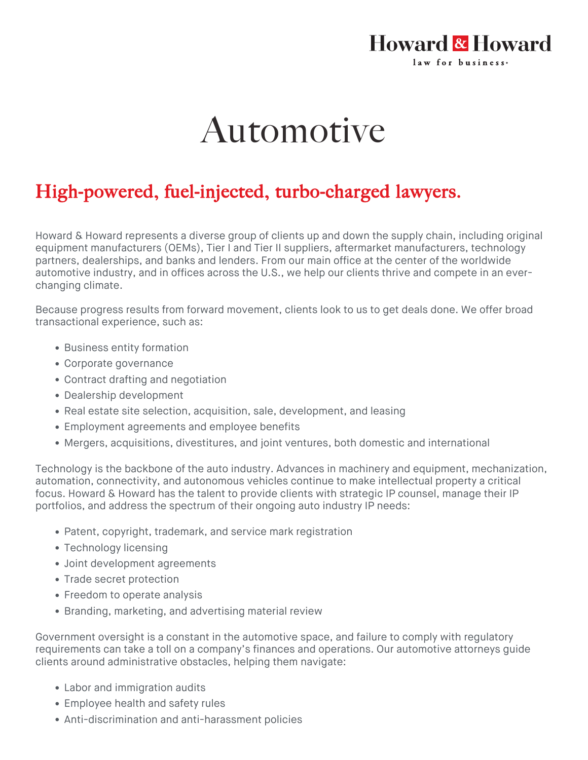Howard & Howard
law for business®

# Automotive

## High-powered, fuel-injected, turbo-charged lawyers.

Howard & Howard represents a diverse group of clients up and down the supply chain, including original equipment manufacturers (OEMs), Tier I and Tier II suppliers, aftermarket manufacturers, technology partners, dealerships, and banks and lenders. From our main office at the center of the worldwide automotive industry, and in offices across the U.S., we help our clients thrive and compete in an ever-changing climate.

Because progress results from forward movement, clients look to us to get deals done. We offer broad transactional experience, such as:

- Business entity formation
- Corporate governance
- Contract drafting and negotiation
- Dealership development
- Real estate site selection, acquisition, sale, development, and leasing
- Employment agreements and employee benefits
- Mergers, acquisitions, divestitures, and joint ventures, both domestic and international

Technology is the backbone of the auto industry. Advances in machinery and equipment, mechanization, automation, connectivity, and autonomous vehicles continue to make intellectual property a critical focus. Howard & Howard has the talent to provide clients with strategic IP counsel, manage their IP portfolios, and address the spectrum of their ongoing auto industry IP needs:

- Patent, copyright, trademark, and service mark registration
- Technology licensing
- Joint development agreements
- Trade secret protection
- Freedom to operate analysis
- Branding, marketing, and advertising material review

Government oversight is a constant in the automotive space, and failure to comply with regulatory requirements can take a toll on a company's finances and operations. Our automotive attorneys guide clients around administrative obstacles, helping them navigate:

- Labor and immigration audits
- Employee health and safety rules
- Anti-discrimination and anti-harassment policies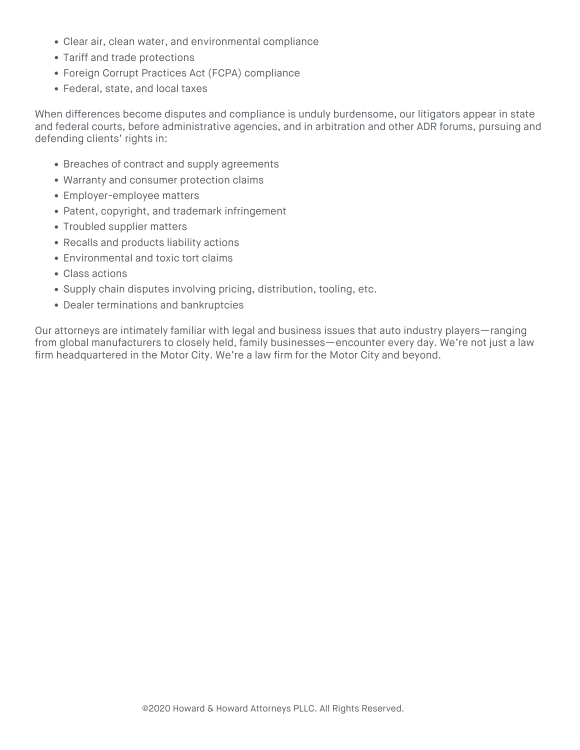- Clear air, clean water, and environmental compliance
- Tariff and trade protections
- Foreign Corrupt Practices Act (FCPA) compliance
- Federal, state, and local taxes

When differences become disputes and compliance is unduly burdensome, our litigators appear in state and federal courts, before administrative agencies, and in arbitration and other ADR forums, pursuing and defending clients' rights in:

- Breaches of contract and supply agreements
- Warranty and consumer protection claims
- Employer-employee matters
- Patent, copyright, and trademark infringement
- Troubled supplier matters
- Recalls and products liability actions
- Environmental and toxic tort claims
- Class actions
- Supply chain disputes involving pricing, distribution, tooling, etc.
- Dealer terminations and bankruptcies

Our attorneys are intimately familiar with legal and business issues that auto industry players—ranging from global manufacturers to closely held, family businesses—encounter every day. We're not just a law firm headquartered in the Motor City. We're a law firm for the Motor City and beyond.

©2020 Howard & Howard Attorneys PLLC. All Rights Reserved.